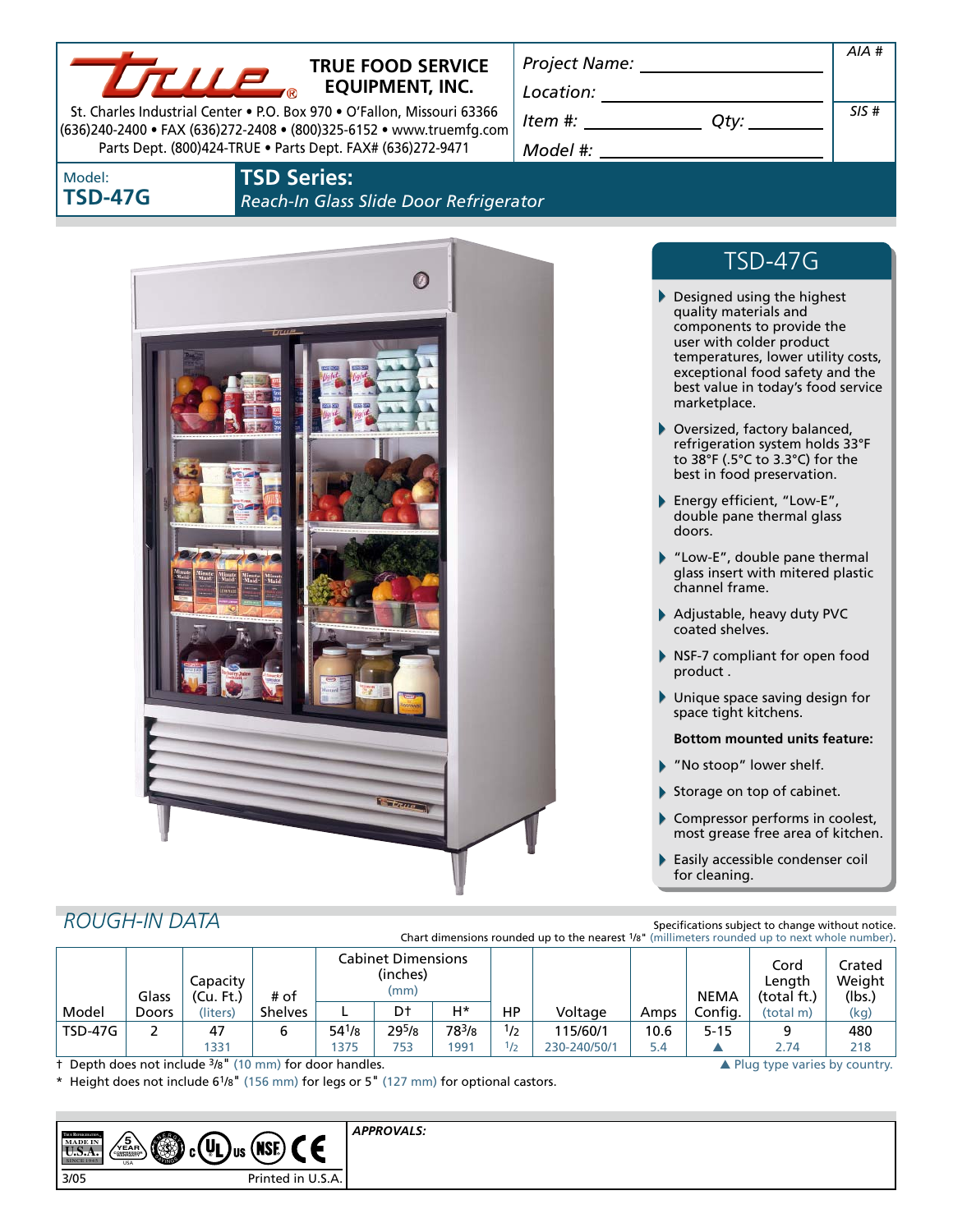# TRUE FOOD SERVICE EQUIPMENT, INC.

St. Charles Industrial Center • P.O. Box 970 • O'Fallon, Missouri 63366
(636)240-2400 • FAX (636)272-2408 • (800)325-6152 • www.truemfg.com
Parts Dept. (800)424-TRUE • Parts Dept. FAX# (636)272-9471

Project Name: ______________________ AIA #

Location: ______________________

Item #: ____________ Qty: ________ SIS #

Model #: ______________________

Model: **TSD-47G**

## TSD Series:

*Reach-In Glass Slide Door Refrigerator*

## TSD-47G

- Designed using the highest quality materials and components to provide the user with colder product temperatures, lower utility costs, exceptional food safety and the best value in today's food service marketplace.
- Oversized, factory balanced, refrigeration system holds 33°F to 38°F (.5°C to 3.3°C) for the best in food preservation.
- Energy efficient, "Low-E", double pane thermal glass doors.
- "Low-E", double pane thermal glass insert with mitered plastic channel frame.
- Adjustable, heavy duty PVC coated shelves.
- NSF-7 compliant for open food product .
- Unique space saving design for space tight kitchens.

**Bottom mounted units feature:**

- "No stoop" lower shelf.
- Storage on top of cabinet.
- Compressor performs in coolest, most grease free area of kitchen.
- Easily accessible condenser coil for cleaning.

## ROUGH-IN DATA

Specifications subject to change without notice.
Chart dimensions rounded up to the nearest 1/8" (millimeters rounded up to next whole number).

| Model | Glass Doors | Capacity (Cu. Ft.) (liters) | # of Shelves | Cabinet Dimensions (inches) (mm) L | D† | H* | HP | Voltage | Amps | NEMA Config. | Cord Length (total ft.) (total m) | Crated Weight (lbs.) (kg) |
|---|---|---|---|---|---|---|---|---|---|---|---|---|
| TSD-47G | 2 | 47 | 6 | 54 1/8 | 29 5/8 | 78 3/8 | 1/2 | 115/60/1 | 10.6 | 5-15 | 9 | 480 |
| | | 1331 | | 1375 | 753 | 1991 | 1/2 | 230-240/50/1 | 5.4 | ▲ | 2.74 | 218 |

† Depth does not include 3/8" (10 mm) for door handles.

\* Height does not include 6 1/8" (156 mm) for legs or 5" (127 mm) for optional castors.

▲ Plug type varies by country.

APPROVALS:

3/05 Printed in U.S.A.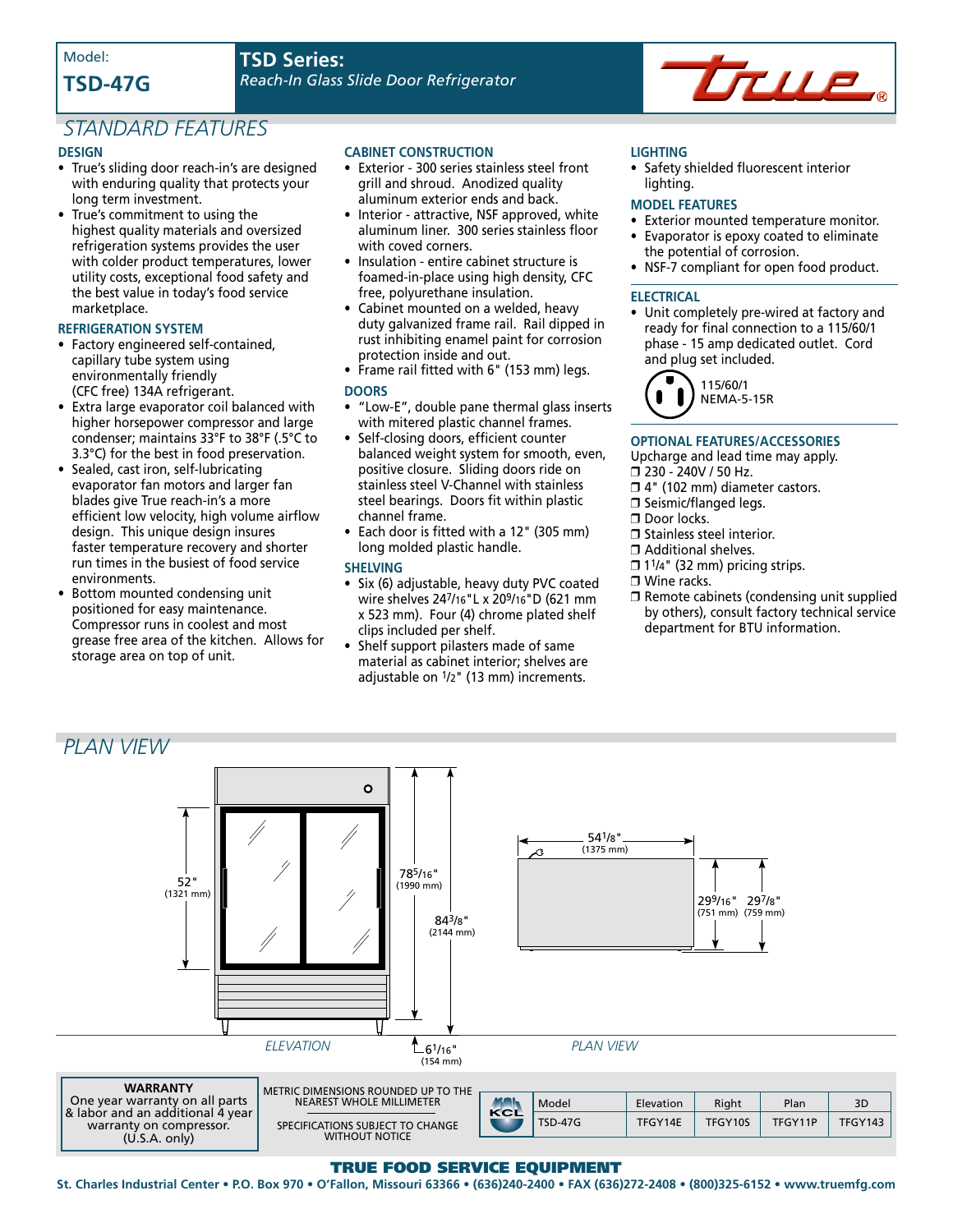Model:

**TSD-47G**

## TSD Series:

*Reach-In Glass Slide Door Refrigerator*

# STANDARD FEATURES

### DESIGN

- True's sliding door reach-in's are designed with enduring quality that protects your long term investment.
- True's commitment to using the highest quality materials and oversized refrigeration systems provides the user with colder product temperatures, lower utility costs, exceptional food safety and the best value in today's food service marketplace.

### REFRIGERATION SYSTEM

- Factory engineered self-contained, capillary tube system using environmentally friendly (CFC free) 134A refrigerant.
- Extra large evaporator coil balanced with higher horsepower compressor and large condenser; maintains 33°F to 38°F (.5°C to 3.3°C) for the best in food preservation.
- Sealed, cast iron, self-lubricating evaporator fan motors and larger fan blades give True reach-in's a more efficient low velocity, high volume airflow design. This unique design insures faster temperature recovery and shorter run times in the busiest of food service environments.
- Bottom mounted condensing unit positioned for easy maintenance. Compressor runs in coolest and most grease free area of the kitchen. Allows for storage area on top of unit.

### CABINET CONSTRUCTION

- Exterior - 300 series stainless steel front grill and shroud. Anodized quality aluminum exterior ends and back.
- Interior - attractive, NSF approved, white aluminum liner. 300 series stainless floor with coved corners.
- Insulation - entire cabinet structure is foamed-in-place using high density, CFC free, polyurethane insulation.
- Cabinet mounted on a welded, heavy duty galvanized frame rail. Rail dipped in rust inhibiting enamel paint for corrosion protection inside and out.
- Frame rail fitted with 6" (153 mm) legs.

### DOORS

- "Low-E", double pane thermal glass inserts with mitered plastic channel frames.
- Self-closing doors, efficient counter balanced weight system for smooth, even, positive closure. Sliding doors ride on stainless steel V-Channel with stainless steel bearings. Doors fit within plastic channel frame.
- Each door is fitted with a 12" (305 mm) long molded plastic handle.

### SHELVING

- Six (6) adjustable, heavy duty PVC coated wire shelves 24 7/16"L x 20 9/16"D (621 mm x 523 mm). Four (4) chrome plated shelf clips included per shelf.
- Shelf support pilasters made of same material as cabinet interior; shelves are adjustable on 1/2" (13 mm) increments.

### LIGHTING

- Safety shielded fluorescent interior lighting.

### MODEL FEATURES

- Exterior mounted temperature monitor.
- Evaporator is epoxy coated to eliminate the potential of corrosion.
- NSF-7 compliant for open food product.

### ELECTRICAL

- Unit completely pre-wired at factory and ready for final connection to a 115/60/1 phase - 15 amp dedicated outlet. Cord and plug set included.

115/60/1
NEMA-5-15R

### OPTIONAL FEATURES/ACCESSORIES

Upcharge and lead time may apply.

- ❒ 230 - 240V / 50 Hz.
- ❒ 4" (102 mm) diameter castors.
- ❒ Seismic/flanged legs.
- ❒ Door locks.
- ❒ Stainless steel interior.
- ❒ Additional shelves.
- ❒ 1 1/4" (32 mm) pricing strips.
- ❒ Wine racks.
- ❒ Remote cabinets (condensing unit supplied by others), consult factory technical service department for BTU information.

# PLAN VIEW

52" (1321 mm)
78 5/16" (1990 mm)
84 3/8" (2144 mm)
6 1/16" (154 mm)
*ELEVATION*

54 1/8" (1375 mm)
29 9/16" (751 mm)
29 7/8" (759 mm)
*PLAN VIEW*

**WARRANTY**
One year warranty on all parts & labor and an additional 4 year warranty on compressor. (U.S.A. only)

METRIC DIMENSIONS ROUNDED UP TO THE NEAREST WHOLE MILLIMETER

SPECIFICATIONS SUBJECT TO CHANGE WITHOUT NOTICE

| Model | Elevation | Right | Plan | 3D |
|---|---|---|---|---|
| TSD-47G | TFGY14E | TFGY10S | TFGY11P | TFGY143 |

**TRUE FOOD SERVICE EQUIPMENT**

St. Charles Industrial Center • P.O. Box 970 • O'Fallon, Missouri 63366 • (636)240-2400 • FAX (636)272-2408 • (800)325-6152 • www.truemfg.com